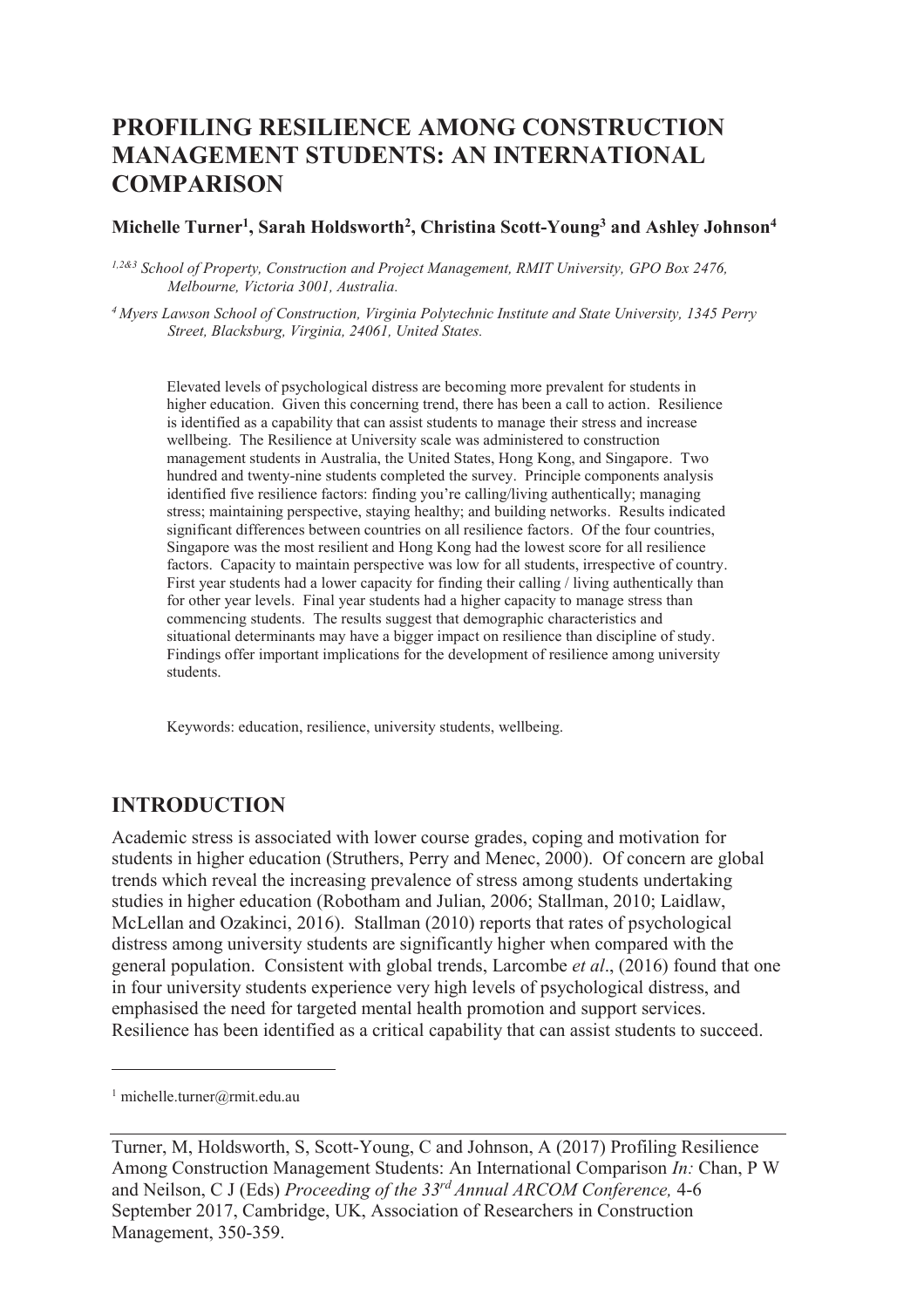# PROFILING RESILIENCE AMONG CONSTRUCTION MANAGEMENT STUDENTS: AN INTERNATIONAL COMPARISON

**Michelle Turner[1], Sarah Holdsworth[2], Christina Scott-Young[3] and Ashley Johnson[4]**

*[1,2&3] School of Property, Construction and Project Management, RMIT University, GPO Box 2476, Melbourne, Victoria 3001, Australia.*

*[4] Myers Lawson School of Construction, Virginia Polytechnic Institute and State University, 1345 Perry Street, Blacksburg, Virginia, 24061, United States.*

Elevated levels of psychological distress are becoming more prevalent for students in higher education. Given this concerning trend, there has been a call to action. Resilience is identified as a capability that can assist students to manage their stress and increase wellbeing. The Resilience at University scale was administered to construction management students in Australia, the United States, Hong Kong, and Singapore. Two hundred and twenty-nine students completed the survey. Principle components analysis identified five resilience factors: finding you're calling/living authentically; managing stress; maintaining perspective, staying healthy; and building networks. Results indicated significant differences between countries on all resilience factors. Of the four countries, Singapore was the most resilient and Hong Kong had the lowest score for all resilience factors. Capacity to maintain perspective was low for all students, irrespective of country. First year students had a lower capacity for finding their calling / living authentically than for other year levels. Final year students had a higher capacity to manage stress than commencing students. The results suggest that demographic characteristics and situational determinants may have a bigger impact on resilience than discipline of study. Findings offer important implications for the development of resilience among university students.

Keywords: education, resilience, university students, wellbeing.

## INTRODUCTION

Academic stress is associated with lower course grades, coping and motivation for students in higher education (Struthers, Perry and Menec, 2000). Of concern are global trends which reveal the increasing prevalence of stress among students undertaking studies in higher education (Robotham and Julian, 2006; Stallman, 2010; Laidlaw, McLellan and Ozakinci, 2016). Stallman (2010) reports that rates of psychological distress among university students are significantly higher when compared with the general population. Consistent with global trends, Larcombe *et al*., (2016) found that one in four university students experience very high levels of psychological distress, and emphasised the need for targeted mental health promotion and support services. Resilience has been identified as a critical capability that can assist students to succeed.

[1] michelle.turner@rmit.edu.au

Turner, M, Holdsworth, S, Scott-Young, C and Johnson, A (2017) Profiling Resilience Among Construction Management Students: An International Comparison *In:* Chan, P W and Neilson, C J (Eds) *Proceeding of the 33rd Annual ARCOM Conference,* 4-6 September 2017, Cambridge, UK, Association of Researchers in Construction Management, 350-359.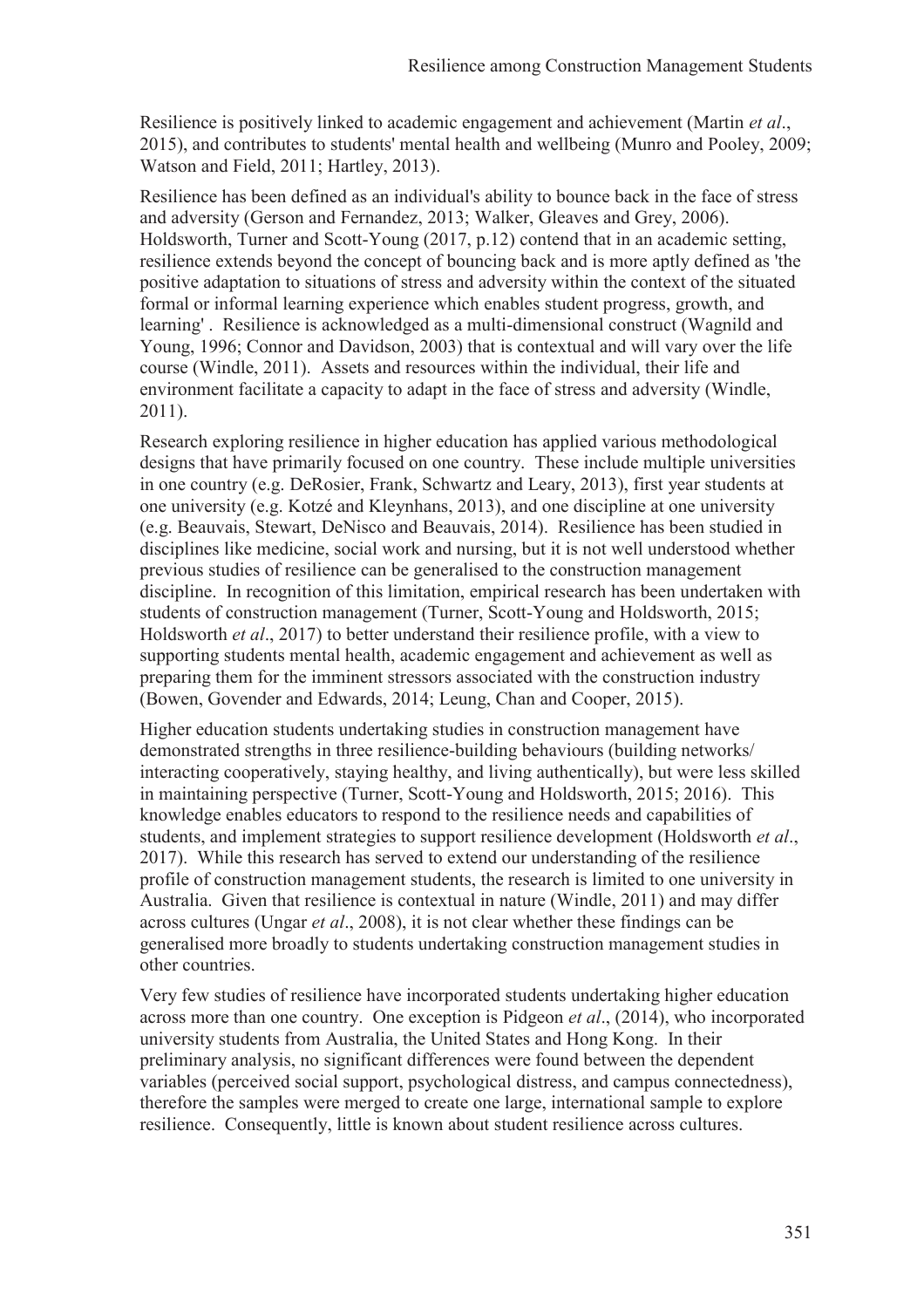Resilience is positively linked to academic engagement and achievement (Martin *et al*., 2015), and contributes to students' mental health and wellbeing (Munro and Pooley, 2009; Watson and Field, 2011; Hartley, 2013).

Resilience has been defined as an individual's ability to bounce back in the face of stress and adversity (Gerson and Fernandez, 2013; Walker, Gleaves and Grey, 2006). Holdsworth, Turner and Scott-Young (2017, p.12) contend that in an academic setting, resilience extends beyond the concept of bouncing back and is more aptly defined as 'the positive adaptation to situations of stress and adversity within the context of the situated formal or informal learning experience which enables student progress, growth, and learning' . Resilience is acknowledged as a multi-dimensional construct (Wagnild and Young, 1996; Connor and Davidson, 2003) that is contextual and will vary over the life course (Windle, 2011). Assets and resources within the individual, their life and environment facilitate a capacity to adapt in the face of stress and adversity (Windle, 2011).

Research exploring resilience in higher education has applied various methodological designs that have primarily focused on one country. These include multiple universities in one country (e.g. DeRosier, Frank, Schwartz and Leary, 2013), first year students at one university (e.g. Kotzé and Kleynhans, 2013), and one discipline at one university (e.g. Beauvais, Stewart, DeNisco and Beauvais, 2014). Resilience has been studied in disciplines like medicine, social work and nursing, but it is not well understood whether previous studies of resilience can be generalised to the construction management discipline. In recognition of this limitation, empirical research has been undertaken with students of construction management (Turner, Scott-Young and Holdsworth, 2015; Holdsworth *et al*., 2017) to better understand their resilience profile, with a view to supporting students mental health, academic engagement and achievement as well as preparing them for the imminent stressors associated with the construction industry (Bowen, Govender and Edwards, 2014; Leung, Chan and Cooper, 2015).

Higher education students undertaking studies in construction management have demonstrated strengths in three resilience-building behaviours (building networks/ interacting cooperatively, staying healthy, and living authentically), but were less skilled in maintaining perspective (Turner, Scott-Young and Holdsworth, 2015; 2016). This knowledge enables educators to respond to the resilience needs and capabilities of students, and implement strategies to support resilience development (Holdsworth *et al*., 2017). While this research has served to extend our understanding of the resilience profile of construction management students, the research is limited to one university in Australia. Given that resilience is contextual in nature (Windle, 2011) and may differ across cultures (Ungar *et al*., 2008), it is not clear whether these findings can be generalised more broadly to students undertaking construction management studies in other countries.

Very few studies of resilience have incorporated students undertaking higher education across more than one country. One exception is Pidgeon *et al*., (2014), who incorporated university students from Australia, the United States and Hong Kong. In their preliminary analysis, no significant differences were found between the dependent variables (perceived social support, psychological distress, and campus connectedness), therefore the samples were merged to create one large, international sample to explore resilience. Consequently, little is known about student resilience across cultures.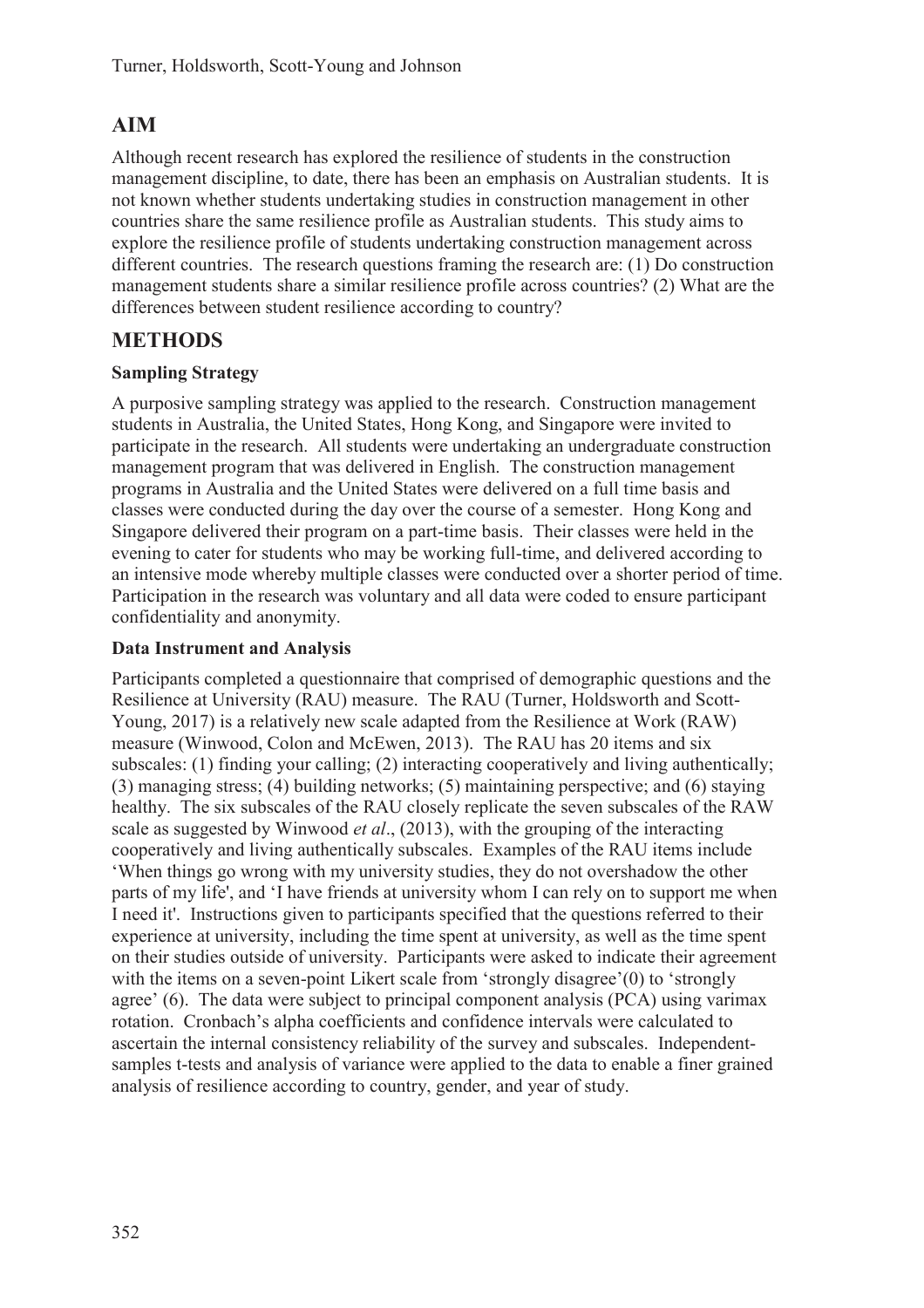## AIM

Although recent research has explored the resilience of students in the construction management discipline, to date, there has been an emphasis on Australian students. It is not known whether students undertaking studies in construction management in other countries share the same resilience profile as Australian students. This study aims to explore the resilience profile of students undertaking construction management across different countries. The research questions framing the research are: (1) Do construction management students share a similar resilience profile across countries? (2) What are the differences between student resilience according to country?

## METHODS

### Sampling Strategy

A purposive sampling strategy was applied to the research. Construction management students in Australia, the United States, Hong Kong, and Singapore were invited to participate in the research. All students were undertaking an undergraduate construction management program that was delivered in English. The construction management programs in Australia and the United States were delivered on a full time basis and classes were conducted during the day over the course of a semester. Hong Kong and Singapore delivered their program on a part-time basis. Their classes were held in the evening to cater for students who may be working full-time, and delivered according to an intensive mode whereby multiple classes were conducted over a shorter period of time. Participation in the research was voluntary and all data were coded to ensure participant confidentiality and anonymity.

### Data Instrument and Analysis

Participants completed a questionnaire that comprised of demographic questions and the Resilience at University (RAU) measure. The RAU (Turner, Holdsworth and Scott-Young, 2017) is a relatively new scale adapted from the Resilience at Work (RAW) measure (Winwood, Colon and McEwen, 2013). The RAU has 20 items and six subscales: (1) finding your calling; (2) interacting cooperatively and living authentically; (3) managing stress; (4) building networks; (5) maintaining perspective; and (6) staying healthy. The six subscales of the RAU closely replicate the seven subscales of the RAW scale as suggested by Winwood *et al*., (2013), with the grouping of the interacting cooperatively and living authentically subscales. Examples of the RAU items include 'When things go wrong with my university studies, they do not overshadow the other parts of my life', and 'I have friends at university whom I can rely on to support me when I need it'. Instructions given to participants specified that the questions referred to their experience at university, including the time spent at university, as well as the time spent on their studies outside of university. Participants were asked to indicate their agreement with the items on a seven-point Likert scale from 'strongly disagree'(0) to 'strongly agree' (6). The data were subject to principal component analysis (PCA) using varimax rotation. Cronbach's alpha coefficients and confidence intervals were calculated to ascertain the internal consistency reliability of the survey and subscales. Independent-samples t-tests and analysis of variance were applied to the data to enable a finer grained analysis of resilience according to country, gender, and year of study.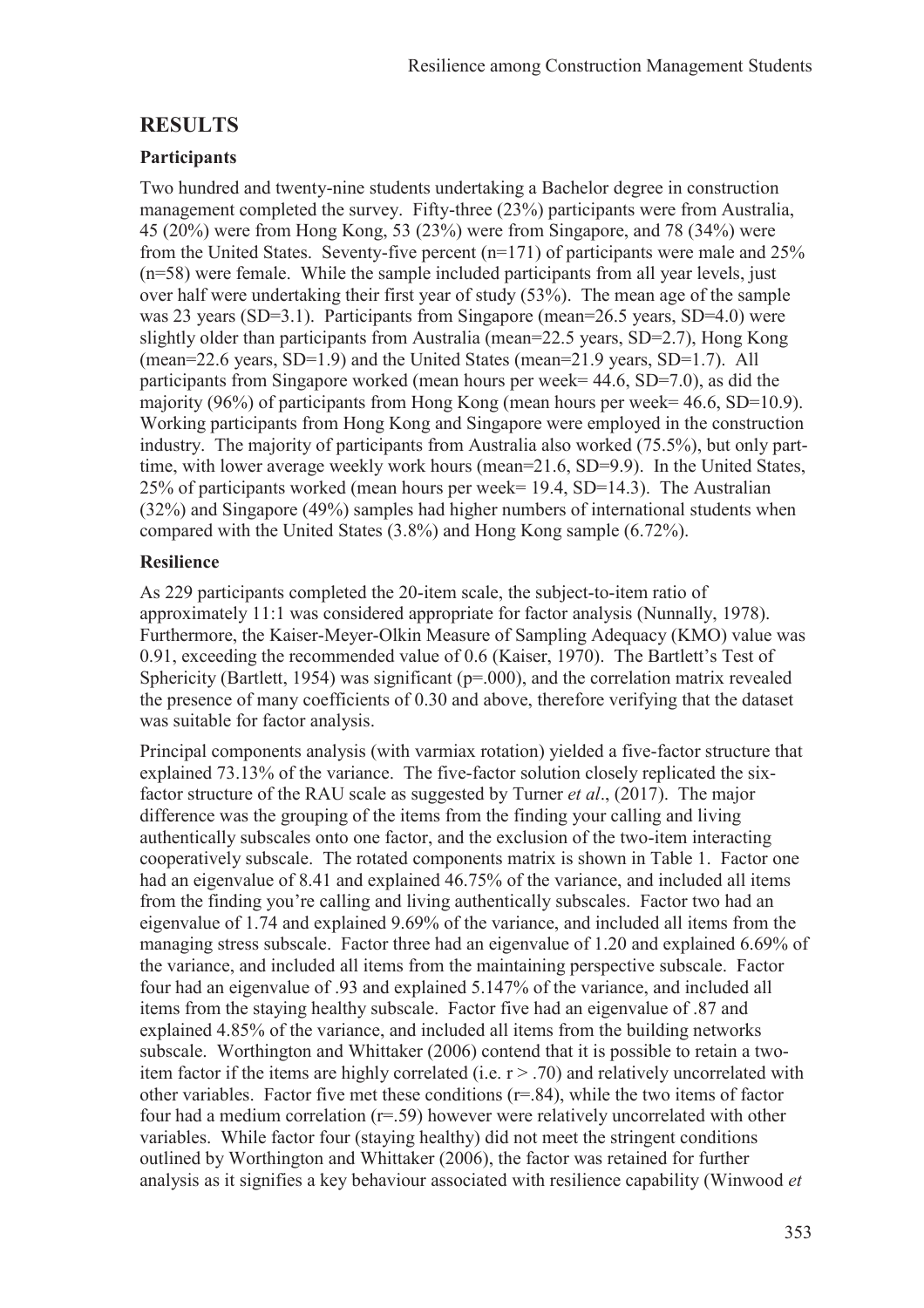## RESULTS

### Participants

Two hundred and twenty-nine students undertaking a Bachelor degree in construction management completed the survey. Fifty-three (23%) participants were from Australia, 45 (20%) were from Hong Kong, 53 (23%) were from Singapore, and 78 (34%) were from the United States. Seventy-five percent (n=171) of participants were male and 25% (n=58) were female. While the sample included participants from all year levels, just over half were undertaking their first year of study (53%). The mean age of the sample was 23 years (SD=3.1). Participants from Singapore (mean=26.5 years, SD=4.0) were slightly older than participants from Australia (mean=22.5 years, SD=2.7), Hong Kong (mean=22.6 years, SD=1.9) and the United States (mean=21.9 years, SD=1.7). All participants from Singapore worked (mean hours per week= 44.6, SD=7.0), as did the majority (96%) of participants from Hong Kong (mean hours per week= 46.6, SD=10.9). Working participants from Hong Kong and Singapore were employed in the construction industry. The majority of participants from Australia also worked (75.5%), but only part-time, with lower average weekly work hours (mean=21.6, SD=9.9). In the United States, 25% of participants worked (mean hours per week= 19.4, SD=14.3). The Australian (32%) and Singapore (49%) samples had higher numbers of international students when compared with the United States (3.8%) and Hong Kong sample (6.72%).

### Resilience

As 229 participants completed the 20-item scale, the subject-to-item ratio of approximately 11:1 was considered appropriate for factor analysis (Nunnally, 1978). Furthermore, the Kaiser-Meyer-Olkin Measure of Sampling Adequacy (KMO) value was 0.91, exceeding the recommended value of 0.6 (Kaiser, 1970). The Bartlett's Test of Sphericity (Bartlett, 1954) was significant (p=.000), and the correlation matrix revealed the presence of many coefficients of 0.30 and above, therefore verifying that the dataset was suitable for factor analysis.

Principal components analysis (with varmiax rotation) yielded a five-factor structure that explained 73.13% of the variance. The five-factor solution closely replicated the six-factor structure of the RAU scale as suggested by Turner *et al*., (2017). The major difference was the grouping of the items from the finding your calling and living authentically subscales onto one factor, and the exclusion of the two-item interacting cooperatively subscale. The rotated components matrix is shown in Table 1. Factor one had an eigenvalue of 8.41 and explained 46.75% of the variance, and included all items from the finding you're calling and living authentically subscales. Factor two had an eigenvalue of 1.74 and explained 9.69% of the variance, and included all items from the managing stress subscale. Factor three had an eigenvalue of 1.20 and explained 6.69% of the variance, and included all items from the maintaining perspective subscale. Factor four had an eigenvalue of .93 and explained 5.147% of the variance, and included all items from the staying healthy subscale. Factor five had an eigenvalue of .87 and explained 4.85% of the variance, and included all items from the building networks subscale. Worthington and Whittaker (2006) contend that it is possible to retain a two-item factor if the items are highly correlated (i.e. $r > .70$) and relatively uncorrelated with other variables. Factor five met these conditions (r=.84), while the two items of factor four had a medium correlation (r=.59) however were relatively uncorrelated with other variables. While factor four (staying healthy) did not meet the stringent conditions outlined by Worthington and Whittaker (2006), the factor was retained for further analysis as it signifies a key behaviour associated with resilience capability (Winwood *et*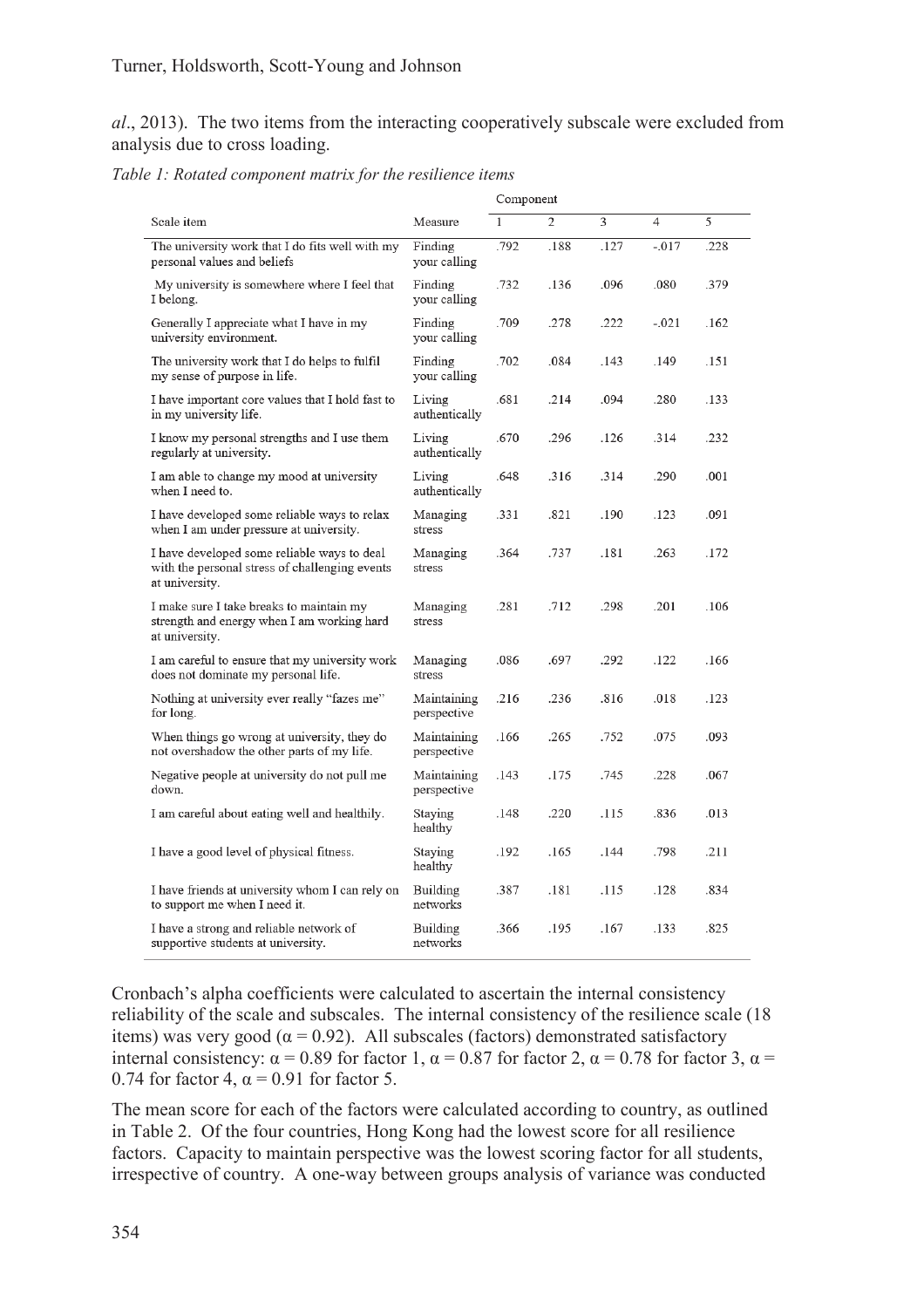*al*., 2013). The two items from the interacting cooperatively subscale were excluded from analysis due to cross loading.

*Table 1: Rotated component matrix for the resilience items*

| Scale item | Measure | Component 1 | 2 | 3 | 4 | 5 |
|---|---|---|---|---|---|---|
| The university work that I do fits well with my personal values and beliefs | Finding your calling | .792 | .188 | .127 | -.017 | .228 |
| My university is somewhere where I feel that I belong. | Finding your calling | .732 | .136 | .096 | .080 | .379 |
| Generally I appreciate what I have in my university environment. | Finding your calling | .709 | .278 | .222 | -.021 | .162 |
| The university work that I do helps to fulfil my sense of purpose in life. | Finding your calling | .702 | .084 | .143 | .149 | .151 |
| I have important core values that I hold fast to in my university life. | Living authentically | .681 | .214 | .094 | .280 | .133 |
| I know my personal strengths and I use them regularly at university. | Living authentically | .670 | .296 | .126 | .314 | .232 |
| I am able to change my mood at university when I need to. | Living authentically | .648 | .316 | .314 | .290 | .001 |
| I have developed some reliable ways to relax when I am under pressure at university. | Managing stress | .331 | .821 | .190 | .123 | .091 |
| I have developed some reliable ways to deal with the personal stress of challenging events at university. | Managing stress | .364 | .737 | .181 | .263 | .172 |
| I make sure I take breaks to maintain my strength and energy when I am working hard at university. | Managing stress | .281 | .712 | .298 | .201 | .106 |
| I am careful to ensure that my university work does not dominate my personal life. | Managing stress | .086 | .697 | .292 | .122 | .166 |
| Nothing at university ever really "fazes me" for long. | Maintaining perspective | .216 | .236 | .816 | .018 | .123 |
| When things go wrong at university, they do not overshadow the other parts of my life. | Maintaining perspective | .166 | .265 | .752 | .075 | .093 |
| Negative people at university do not pull me down. | Maintaining perspective | .143 | .175 | .745 | .228 | .067 |
| I am careful about eating well and healthily. | Staying healthy | .148 | .220 | .115 | .836 | .013 |
| I have a good level of physical fitness. | Staying healthy | .192 | .165 | .144 | .798 | .211 |
| I have friends at university whom I can rely on to support me when I need it. | Building networks | .387 | .181 | .115 | .128 | .834 |
| I have a strong and reliable network of supportive students at university. | Building networks | .366 | .195 | .167 | .133 | .825 |

Cronbach's alpha coefficients were calculated to ascertain the internal consistency reliability of the scale and subscales. The internal consistency of the resilience scale (18 items) was very good ($\alpha = 0.92$). All subscales (factors) demonstrated satisfactory internal consistency: $\alpha = 0.89$ for factor 1, $\alpha = 0.87$ for factor 2, $\alpha = 0.78$ for factor 3, $\alpha = 0.74$ for factor 4, $\alpha = 0.91$ for factor 5.

The mean score for each of the factors were calculated according to country, as outlined in Table 2. Of the four countries, Hong Kong had the lowest score for all resilience factors. Capacity to maintain perspective was the lowest scoring factor for all students, irrespective of country. A one-way between groups analysis of variance was conducted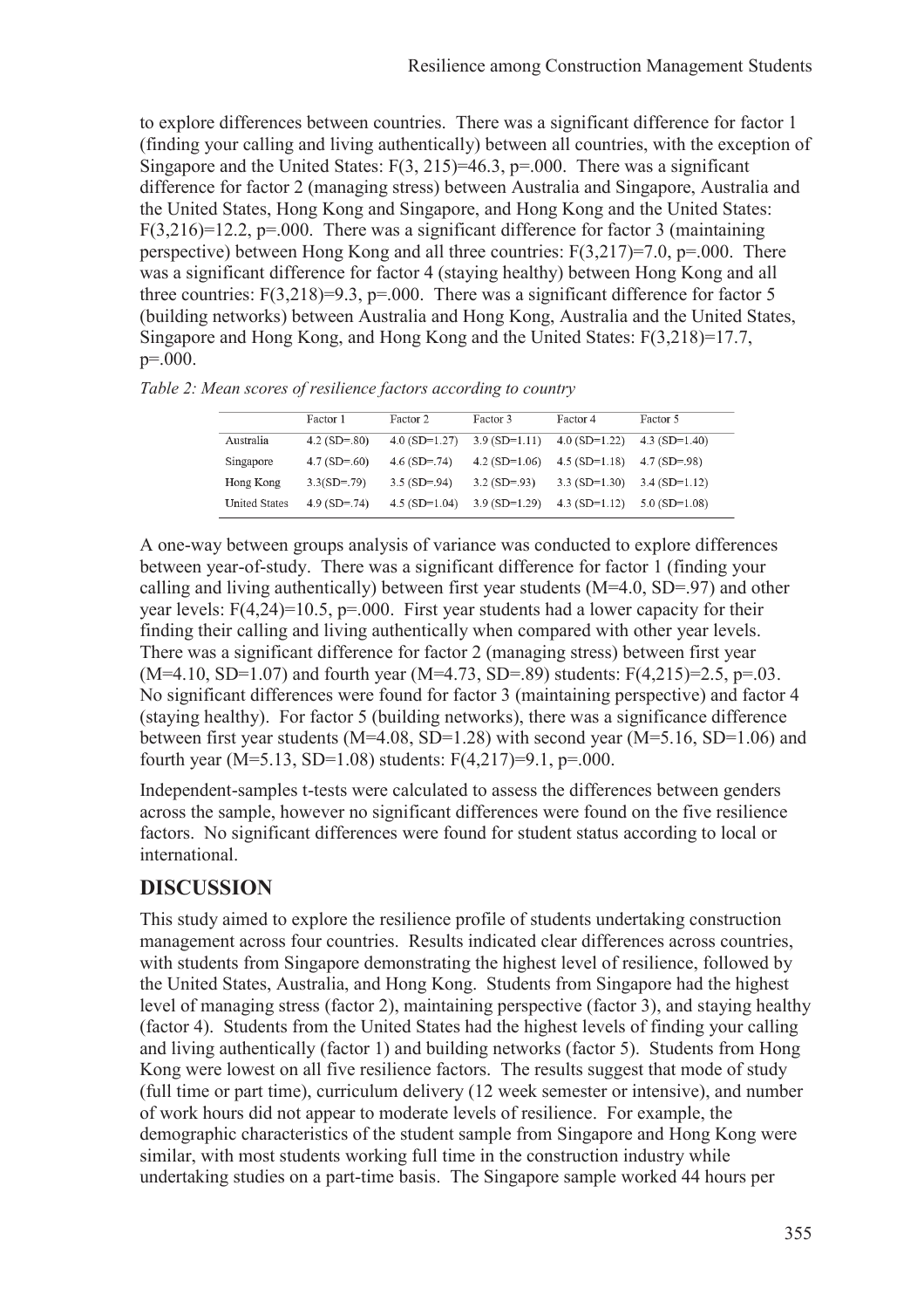to explore differences between countries. There was a significant difference for factor 1 (finding your calling and living authentically) between all countries, with the exception of Singapore and the United States: $F(3, 215)=46.3$, $p=.000$. There was a significant difference for factor 2 (managing stress) between Australia and Singapore, Australia and the United States, Hong Kong and Singapore, and Hong Kong and the United States: $F(3,216)=12.2$, $p=.000$. There was a significant difference for factor 3 (maintaining perspective) between Hong Kong and all three countries: $F(3,217)=7.0$, $p=.000$. There was a significant difference for factor 4 (staying healthy) between Hong Kong and all three countries: $F(3,218)=9.3$, $p=.000$. There was a significant difference for factor 5 (building networks) between Australia and Hong Kong, Australia and the United States, Singapore and Hong Kong, and Hong Kong and the United States: $F(3,218)=17.7$, $p=.000$.

*Table 2: Mean scores of resilience factors according to country*

| | Factor 1 | Factor 2 | Factor 3 | Factor 4 | Factor 5 |
|---|---|---|---|---|---|
| Australia | 4.2 (SD=.80) | 4.0 (SD=1.27) | 3.9 (SD=1.11) | 4.0 (SD=1.22) | 4.3 (SD=1.40) |
| Singapore | 4.7 (SD=.60) | 4.6 (SD=.74) | 4.2 (SD=1.06) | 4.5 (SD=1.18) | 4.7 (SD=.98) |
| Hong Kong | 3.3(SD=.79) | 3.5 (SD=.94) | 3.2 (SD=.93) | 3.3 (SD=1.30) | 3.4 (SD=1.12) |
| United States | 4.9 (SD=.74) | 4.5 (SD=1.04) | 3.9 (SD=1.29) | 4.3 (SD=1.12) | 5.0 (SD=1.08) |

A one-way between groups analysis of variance was conducted to explore differences between year-of-study. There was a significant difference for factor 1 (finding your calling and living authentically) between first year students (M=4.0, SD=.97) and other year levels: $F(4,24)=10.5$, $p=.000$. First year students had a lower capacity for their finding their calling and living authentically when compared with other year levels. There was a significant difference for factor 2 (managing stress) between first year (M=4.10, SD=1.07) and fourth year (M=4.73, SD=.89) students: $F(4,215)=2.5$, $p=.03$. No significant differences were found for factor 3 (maintaining perspective) and factor 4 (staying healthy). For factor 5 (building networks), there was a significance difference between first year students (M=4.08, SD=1.28) with second year (M=5.16, SD=1.06) and fourth year (M=5.13, SD=1.08) students: $F(4,217)=9.1$, $p=.000$.

Independent-samples t-tests were calculated to assess the differences between genders across the sample, however no significant differences were found on the five resilience factors. No significant differences were found for student status according to local or international.

## DISCUSSION

This study aimed to explore the resilience profile of students undertaking construction management across four countries. Results indicated clear differences across countries, with students from Singapore demonstrating the highest level of resilience, followed by the United States, Australia, and Hong Kong. Students from Singapore had the highest level of managing stress (factor 2), maintaining perspective (factor 3), and staying healthy (factor 4). Students from the United States had the highest levels of finding your calling and living authentically (factor 1) and building networks (factor 5). Students from Hong Kong were lowest on all five resilience factors. The results suggest that mode of study (full time or part time), curriculum delivery (12 week semester or intensive), and number of work hours did not appear to moderate levels of resilience. For example, the demographic characteristics of the student sample from Singapore and Hong Kong were similar, with most students working full time in the construction industry while undertaking studies on a part-time basis. The Singapore sample worked 44 hours per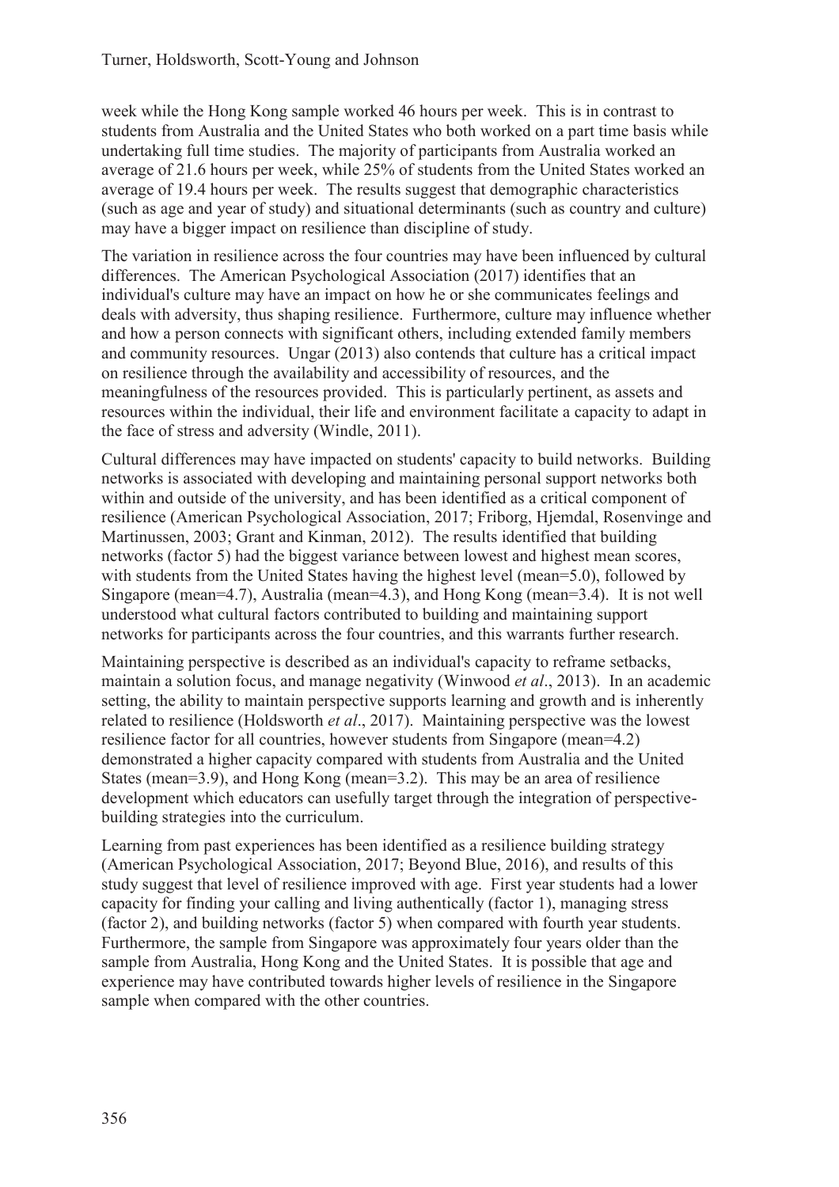week while the Hong Kong sample worked 46 hours per week. This is in contrast to students from Australia and the United States who both worked on a part time basis while undertaking full time studies. The majority of participants from Australia worked an average of 21.6 hours per week, while 25% of students from the United States worked an average of 19.4 hours per week. The results suggest that demographic characteristics (such as age and year of study) and situational determinants (such as country and culture) may have a bigger impact on resilience than discipline of study.

The variation in resilience across the four countries may have been influenced by cultural differences. The American Psychological Association (2017) identifies that an individual's culture may have an impact on how he or she communicates feelings and deals with adversity, thus shaping resilience. Furthermore, culture may influence whether and how a person connects with significant others, including extended family members and community resources. Ungar (2013) also contends that culture has a critical impact on resilience through the availability and accessibility of resources, and the meaningfulness of the resources provided. This is particularly pertinent, as assets and resources within the individual, their life and environment facilitate a capacity to adapt in the face of stress and adversity (Windle, 2011).

Cultural differences may have impacted on students' capacity to build networks. Building networks is associated with developing and maintaining personal support networks both within and outside of the university, and has been identified as a critical component of resilience (American Psychological Association, 2017; Friborg, Hjemdal, Rosenvinge and Martinussen, 2003; Grant and Kinman, 2012). The results identified that building networks (factor 5) had the biggest variance between lowest and highest mean scores, with students from the United States having the highest level (mean=5.0), followed by Singapore (mean=4.7), Australia (mean=4.3), and Hong Kong (mean=3.4). It is not well understood what cultural factors contributed to building and maintaining support networks for participants across the four countries, and this warrants further research.

Maintaining perspective is described as an individual's capacity to reframe setbacks, maintain a solution focus, and manage negativity (Winwood *et al*., 2013). In an academic setting, the ability to maintain perspective supports learning and growth and is inherently related to resilience (Holdsworth *et al*., 2017). Maintaining perspective was the lowest resilience factor for all countries, however students from Singapore (mean=4.2) demonstrated a higher capacity compared with students from Australia and the United States (mean=3.9), and Hong Kong (mean=3.2). This may be an area of resilience development which educators can usefully target through the integration of perspective-building strategies into the curriculum.

Learning from past experiences has been identified as a resilience building strategy (American Psychological Association, 2017; Beyond Blue, 2016), and results of this study suggest that level of resilience improved with age. First year students had a lower capacity for finding your calling and living authentically (factor 1), managing stress (factor 2), and building networks (factor 5) when compared with fourth year students. Furthermore, the sample from Singapore was approximately four years older than the sample from Australia, Hong Kong and the United States. It is possible that age and experience may have contributed towards higher levels of resilience in the Singapore sample when compared with the other countries.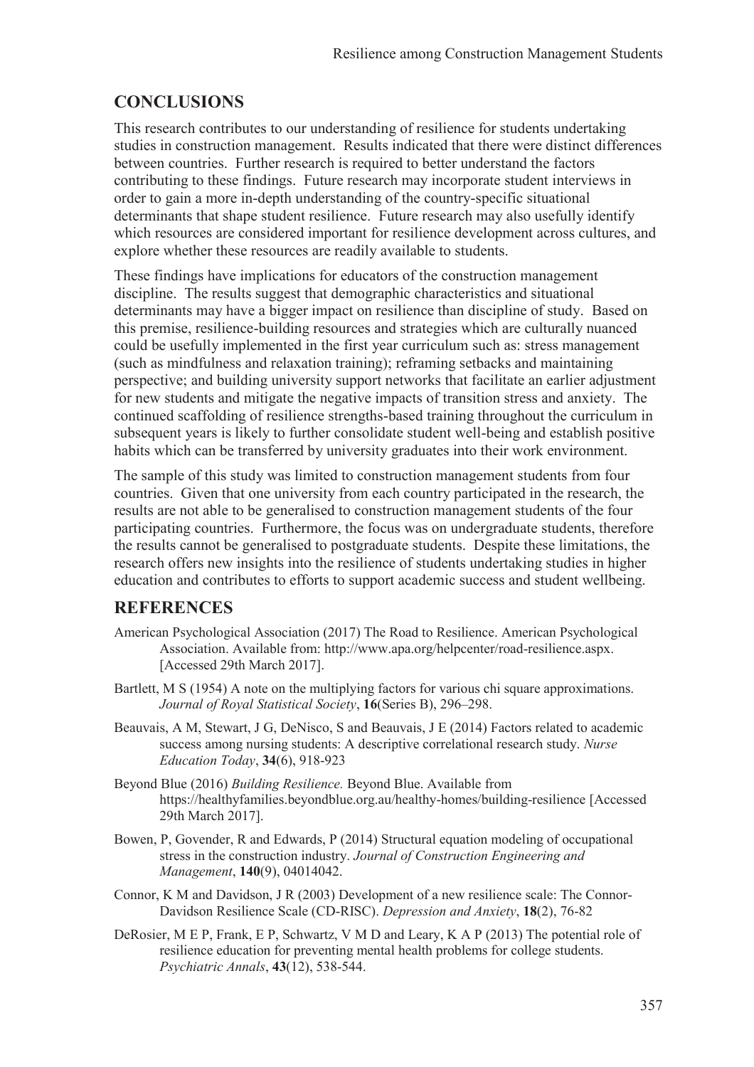## CONCLUSIONS

This research contributes to our understanding of resilience for students undertaking studies in construction management. Results indicated that there were distinct differences between countries. Further research is required to better understand the factors contributing to these findings. Future research may incorporate student interviews in order to gain a more in-depth understanding of the country-specific situational determinants that shape student resilience. Future research may also usefully identify which resources are considered important for resilience development across cultures, and explore whether these resources are readily available to students.

These findings have implications for educators of the construction management discipline. The results suggest that demographic characteristics and situational determinants may have a bigger impact on resilience than discipline of study. Based on this premise, resilience-building resources and strategies which are culturally nuanced could be usefully implemented in the first year curriculum such as: stress management (such as mindfulness and relaxation training); reframing setbacks and maintaining perspective; and building university support networks that facilitate an earlier adjustment for new students and mitigate the negative impacts of transition stress and anxiety. The continued scaffolding of resilience strengths-based training throughout the curriculum in subsequent years is likely to further consolidate student well-being and establish positive habits which can be transferred by university graduates into their work environment.

The sample of this study was limited to construction management students from four countries. Given that one university from each country participated in the research, the results are not able to be generalised to construction management students of the four participating countries. Furthermore, the focus was on undergraduate students, therefore the results cannot be generalised to postgraduate students. Despite these limitations, the research offers new insights into the resilience of students undertaking studies in higher education and contributes to efforts to support academic success and student wellbeing.

## REFERENCES

American Psychological Association (2017) The Road to Resilience. American Psychological Association. Available from: http://www.apa.org/helpcenter/road-resilience.aspx. [Accessed 29th March 2017].

Bartlett, M S (1954) A note on the multiplying factors for various chi square approximations. *Journal of Royal Statistical Society*, **16**(Series B), 296–298.

Beauvais, A M, Stewart, J G, DeNisco, S and Beauvais, J E (2014) Factors related to academic success among nursing students: A descriptive correlational research study. *Nurse Education Today*, **34**(6), 918-923

Beyond Blue (2016) *Building Resilience.* Beyond Blue. Available from https://healthyfamilies.beyondblue.org.au/healthy-homes/building-resilience [Accessed 29th March 2017].

Bowen, P, Govender, R and Edwards, P (2014) Structural equation modeling of occupational stress in the construction industry. *Journal of Construction Engineering and Management*, **140**(9), 04014042.

Connor, K M and Davidson, J R (2003) Development of a new resilience scale: The Connor-Davidson Resilience Scale (CD-RISC). *Depression and Anxiety*, **18**(2), 76-82

DeRosier, M E P, Frank, E P, Schwartz, V M D and Leary, K A P (2013) The potential role of resilience education for preventing mental health problems for college students. *Psychiatric Annals*, **43**(12), 538-544.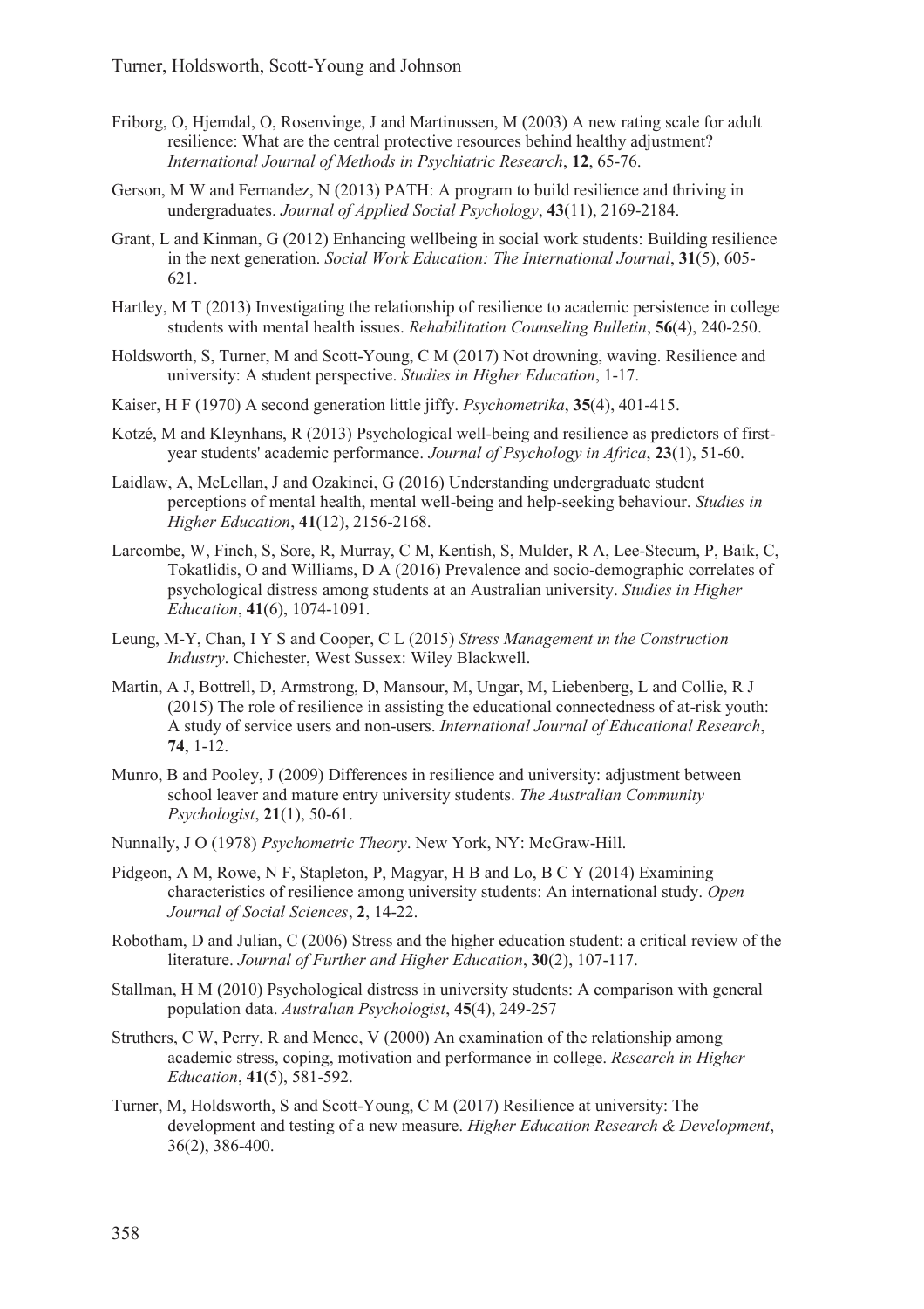Friborg, O, Hjemdal, O, Rosenvinge, J and Martinussen, M (2003) A new rating scale for adult resilience: What are the central protective resources behind healthy adjustment? *International Journal of Methods in Psychiatric Research*, **12**, 65-76.

Gerson, M W and Fernandez, N (2013) PATH: A program to build resilience and thriving in undergraduates. *Journal of Applied Social Psychology*, **43**(11), 2169-2184.

Grant, L and Kinman, G (2012) Enhancing wellbeing in social work students: Building resilience in the next generation. *Social Work Education: The International Journal*, **31**(5), 605-621.

Hartley, M T (2013) Investigating the relationship of resilience to academic persistence in college students with mental health issues. *Rehabilitation Counseling Bulletin*, **56**(4), 240-250.

Holdsworth, S, Turner, M and Scott-Young, C M (2017) Not drowning, waving. Resilience and university: A student perspective. *Studies in Higher Education*, 1-17.

Kaiser, H F (1970) A second generation little jiffy. *Psychometrika*, **35**(4), 401-415.

Kotzé, M and Kleynhans, R (2013) Psychological well-being and resilience as predictors of first-year students' academic performance. *Journal of Psychology in Africa*, **23**(1), 51-60.

Laidlaw, A, McLellan, J and Ozakinci, G (2016) Understanding undergraduate student perceptions of mental health, mental well-being and help-seeking behaviour. *Studies in Higher Education*, **41**(12), 2156-2168.

Larcombe, W, Finch, S, Sore, R, Murray, C M, Kentish, S, Mulder, R A, Lee-Stecum, P, Baik, C, Tokatlidis, O and Williams, D A (2016) Prevalence and socio-demographic correlates of psychological distress among students at an Australian university. *Studies in Higher Education*, **41**(6), 1074-1091.

Leung, M-Y, Chan, I Y S and Cooper, C L (2015) *Stress Management in the Construction Industry*. Chichester, West Sussex: Wiley Blackwell.

Martin, A J, Bottrell, D, Armstrong, D, Mansour, M, Ungar, M, Liebenberg, L and Collie, R J (2015) The role of resilience in assisting the educational connectedness of at-risk youth: A study of service users and non-users. *International Journal of Educational Research*, **74**, 1-12.

Munro, B and Pooley, J (2009) Differences in resilience and university: adjustment between school leaver and mature entry university students. *The Australian Community Psychologist*, **21**(1), 50-61.

Nunnally, J O (1978) *Psychometric Theory*. New York, NY: McGraw-Hill.

Pidgeon, A M, Rowe, N F, Stapleton, P, Magyar, H B and Lo, B C Y (2014) Examining characteristics of resilience among university students: An international study. *Open Journal of Social Sciences*, **2**, 14-22.

Robotham, D and Julian, C (2006) Stress and the higher education student: a critical review of the literature. *Journal of Further and Higher Education*, **30**(2), 107-117.

Stallman, H M (2010) Psychological distress in university students: A comparison with general population data. *Australian Psychologist*, **45**(4), 249-257

Struthers, C W, Perry, R and Menec, V (2000) An examination of the relationship among academic stress, coping, motivation and performance in college. *Research in Higher Education*, **41**(5), 581-592.

Turner, M, Holdsworth, S and Scott-Young, C M (2017) Resilience at university: The development and testing of a new measure. *Higher Education Research & Development*, 36(2), 386-400.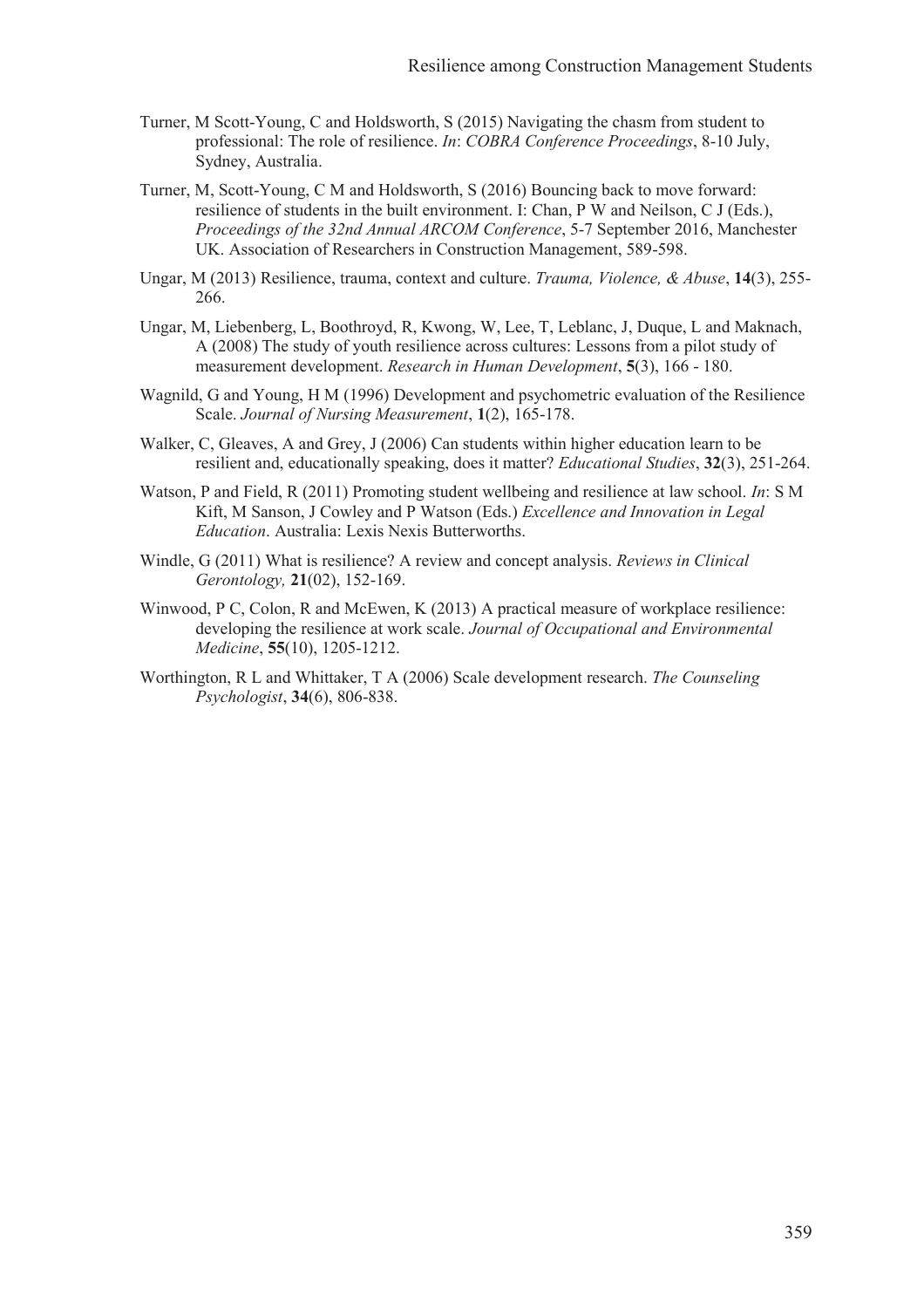Turner, M Scott-Young, C and Holdsworth, S (2015) Navigating the chasm from student to professional: The role of resilience. *In*: *COBRA Conference Proceedings*, 8-10 July, Sydney, Australia.

Turner, M, Scott-Young, C M and Holdsworth, S (2016) Bouncing back to move forward: resilience of students in the built environment. I: Chan, P W and Neilson, C J (Eds.), *Proceedings of the 32nd Annual ARCOM Conference*, 5-7 September 2016, Manchester UK. Association of Researchers in Construction Management, 589-598.

Ungar, M (2013) Resilience, trauma, context and culture. *Trauma, Violence, & Abuse*, **14**(3), 255-266.

Ungar, M, Liebenberg, L, Boothroyd, R, Kwong, W, Lee, T, Leblanc, J, Duque, L and Maknach, A (2008) The study of youth resilience across cultures: Lessons from a pilot study of measurement development. *Research in Human Development*, **5**(3), 166 - 180.

Wagnild, G and Young, H M (1996) Development and psychometric evaluation of the Resilience Scale. *Journal of Nursing Measurement*, **1**(2), 165-178.

Walker, C, Gleaves, A and Grey, J (2006) Can students within higher education learn to be resilient and, educationally speaking, does it matter? *Educational Studies*, **32**(3), 251-264.

Watson, P and Field, R (2011) Promoting student wellbeing and resilience at law school. *In*: S M Kift, M Sanson, J Cowley and P Watson (Eds.) *Excellence and Innovation in Legal Education*. Australia: Lexis Nexis Butterworths.

Windle, G (2011) What is resilience? A review and concept analysis. *Reviews in Clinical Gerontology,* **21**(02), 152-169.

Winwood, P C, Colon, R and McEwen, K (2013) A practical measure of workplace resilience: developing the resilience at work scale. *Journal of Occupational and Environmental Medicine*, **55**(10), 1205-1212.

Worthington, R L and Whittaker, T A (2006) Scale development research. *The Counseling Psychologist*, **34**(6), 806-838.